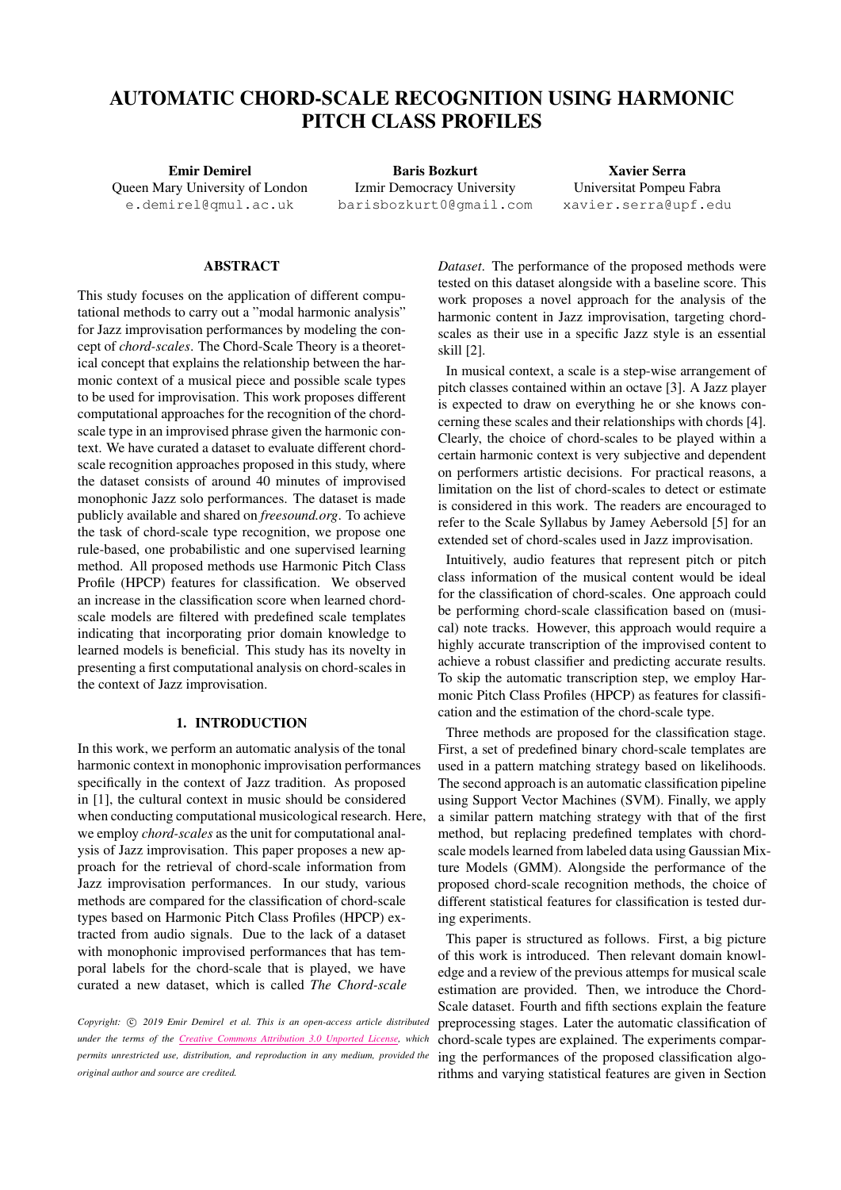# AUTOMATIC CHORD-SCALE RECOGNITION USING HARMONIC PITCH CLASS PROFILES

**Emir Demirel**
Queen Mary University of London
e.demirel@qmul.ac.uk

**Baris Bozkurt**
Izmir Democracy University
barisbozkurt0@gmail.com

**Xavier Serra**
Universitat Pompeu Fabra
xavier.serra@upf.edu

## ABSTRACT

This study focuses on the application of different computational methods to carry out a "modal harmonic analysis" for Jazz improvisation performances by modeling the concept of *chord-scales*. The Chord-Scale Theory is a theoretical concept that explains the relationship between the harmonic context of a musical piece and possible scale types to be used for improvisation. This work proposes different computational approaches for the recognition of the chord-scale type in an improvised phrase given the harmonic context. We have curated a dataset to evaluate different chord-scale recognition approaches proposed in this study, where the dataset consists of around 40 minutes of improvised monophonic Jazz solo performances. The dataset is made publicly available and shared on *freesound.org*. To achieve the task of chord-scale type recognition, we propose one rule-based, one probabilistic and one supervised learning method. All proposed methods use Harmonic Pitch Class Profile (HPCP) features for classification. We observed an increase in the classification score when learned chord-scale models are filtered with predefined scale templates indicating that incorporating prior domain knowledge to learned models is beneficial. This study has its novelty in presenting a first computational analysis on chord-scales in the context of Jazz improvisation.

## 1. INTRODUCTION

In this work, we perform an automatic analysis of the tonal harmonic context in monophonic improvisation performances specifically in the context of Jazz tradition. As proposed in [1], the cultural context in music should be considered when conducting computational musicological research. Here, we employ *chord-scales* as the unit for computational analysis of Jazz improvisation. This paper proposes a new approach for the retrieval of chord-scale information from Jazz improvisation performances. In our study, various methods are compared for the classification of chord-scale types based on Harmonic Pitch Class Profiles (HPCP) extracted from audio signals. Due to the lack of a dataset with monophonic improvised performances that has temporal labels for the chord-scale that is played, we have curated a new dataset, which is called *The Chord-scale Dataset*. The performance of the proposed methods were tested on this dataset alongside with a baseline score. This work proposes a novel approach for the analysis of the harmonic content in Jazz improvisation, targeting chord-scales as their use in a specific Jazz style is an essential skill [2].

In musical context, a scale is a step-wise arrangement of pitch classes contained within an octave [3]. A Jazz player is expected to draw on everything he or she knows concerning these scales and their relationships with chords [4]. Clearly, the choice of chord-scales to be played within a certain harmonic context is very subjective and dependent on performers artistic decisions. For practical reasons, a limitation on the list of chord-scales to detect or estimate is considered in this work. The readers are encouraged to refer to the Scale Syllabus by Jamey Aebersold [5] for an extended set of chord-scales used in Jazz improvisation.

Intuitively, audio features that represent pitch or pitch class information of the musical content would be ideal for the classification of chord-scales. One approach could be performing chord-scale classification based on (musical) note tracks. However, this approach would require a highly accurate transcription of the improvised content to achieve a robust classifier and predicting accurate results. To skip the automatic transcription step, we employ Harmonic Pitch Class Profiles (HPCP) as features for classification and the estimation of the chord-scale type.

Three methods are proposed for the classification stage. First, a set of predefined binary chord-scale templates are used in a pattern matching strategy based on likelihoods. The second approach is an automatic classification pipeline using Support Vector Machines (SVM). Finally, we apply a similar pattern matching strategy with that of the first method, but replacing predefined templates with chord-scale models learned from labeled data using Gaussian Mixture Models (GMM). Alongside the performance of the proposed chord-scale recognition methods, the choice of different statistical features for classification is tested during experiments.

This paper is structured as follows. First, a big picture of this work is introduced. Then relevant domain knowledge and a review of the previous attemps for musical scale estimation are provided. Then, we introduce the Chord-Scale dataset. Fourth and fifth sections explain the feature preprocessing stages. Later the automatic classification of chord-scale types are explained. The experiments comparing the performances of the proposed classification algorithms and varying statistical features are given in Section

*Copyright: © 2019 Emir Demirel et al. This is an open-access article distributed under the terms of the Creative Commons Attribution 3.0 Unported License, which permits unrestricted use, distribution, and reproduction in any medium, provided the original author and source are credited.*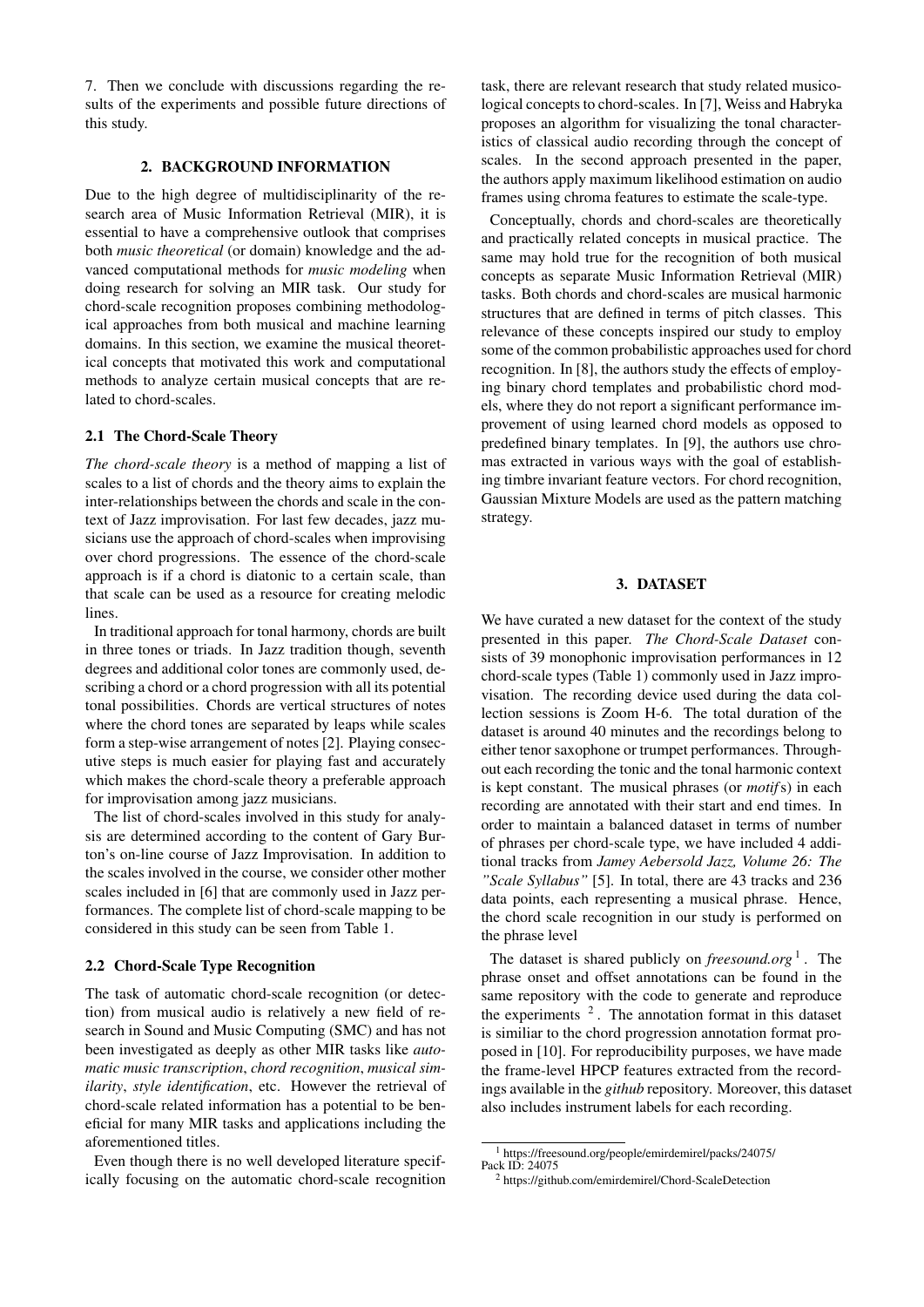7. Then we conclude with discussions regarding the results of the experiments and possible future directions of this study.

## 2. BACKGROUND INFORMATION

Due to the high degree of multidisciplinarity of the research area of Music Information Retrieval (MIR), it is essential to have a comprehensive outlook that comprises both *music theoretical* (or domain) knowledge and the advanced computational methods for *music modeling* when doing research for solving an MIR task. Our study for chord-scale recognition proposes combining methodological approaches from both musical and machine learning domains. In this section, we examine the musical theoretical concepts that motivated this work and computational methods to analyze certain musical concepts that are related to chord-scales.

### 2.1 The Chord-Scale Theory

*The chord-scale theory* is a method of mapping a list of scales to a list of chords and the theory aims to explain the inter-relationships between the chords and scale in the context of Jazz improvisation. For last few decades, jazz musicians use the approach of chord-scales when improvising over chord progressions. The essence of the chord-scale approach is if a chord is diatonic to a certain scale, than that scale can be used as a resource for creating melodic lines.

In traditional approach for tonal harmony, chords are built in three tones or triads. In Jazz tradition though, seventh degrees and additional color tones are commonly used, describing a chord or a chord progression with all its potential tonal possibilities. Chords are vertical structures of notes where the chord tones are separated by leaps while scales form a step-wise arrangement of notes [2]. Playing consecutive steps is much easier for playing fast and accurately which makes the chord-scale theory a preferable approach for improvisation among jazz musicians.

The list of chord-scales involved in this study for analysis are determined according to the content of Gary Burton's on-line course of Jazz Improvisation. In addition to the scales involved in the course, we consider other mother scales included in [6] that are commonly used in Jazz performances. The complete list of chord-scale mapping to be considered in this study can be seen from Table 1.

### 2.2 Chord-Scale Type Recognition

The task of automatic chord-scale recognition (or detection) from musical audio is relatively a new field of research in Sound and Music Computing (SMC) and has not been investigated as deeply as other MIR tasks like *automatic music transcription*, *chord recognition*, *musical similarity*, *style identification*, etc. However the retrieval of chord-scale related information has a potential to be beneficial for many MIR tasks and applications including the aforementioned titles.

Even though there is no well developed literature specifically focusing on the automatic chord-scale recognition task, there are relevant research that study related musicological concepts to chord-scales. In [7], Weiss and Habryka proposes an algorithm for visualizing the tonal characteristics of classical audio recording through the concept of scales. In the second approach presented in the paper, the authors apply maximum likelihood estimation on audio frames using chroma features to estimate the scale-type.

Conceptually, chords and chord-scales are theoretically and practically related concepts in musical practice. The same may hold true for the recognition of both musical concepts as separate Music Information Retrieval (MIR) tasks. Both chords and chord-scales are musical harmonic structures that are defined in terms of pitch classes. This relevance of these concepts inspired our study to employ some of the common probabilistic approaches used for chord recognition. In [8], the authors study the effects of employing binary chord templates and probabilistic chord models, where they do not report a significant performance improvement of using learned chord models as opposed to predefined binary templates. In [9], the authors use chromas extracted in various ways with the goal of establishing timbre invariant feature vectors. For chord recognition, Gaussian Mixture Models are used as the pattern matching strategy.

## 3. DATASET

We have curated a new dataset for the context of the study presented in this paper. *The Chord-Scale Dataset* consists of 39 monophonic improvisation performances in 12 chord-scale types (Table 1) commonly used in Jazz improvisation. The recording device used during the data collection sessions is Zoom H-6. The total duration of the dataset is around 40 minutes and the recordings belong to either tenor saxophone or trumpet performances. Throughout each recording the tonic and the tonal harmonic context is kept constant. The musical phrases (or *motif*s) in each recording are annotated with their start and end times. In order to maintain a balanced dataset in terms of number of phrases per chord-scale type, we have included 4 additional tracks from *Jamey Aebersold Jazz, Volume 26: The "Scale Syllabus"* [5]. In total, there are 43 tracks and 236 data points, each representing a musical phrase. Hence, the chord scale recognition in our study is performed on the phrase level

The dataset is shared publicly on *freesound.org* [1]. The phrase onset and offset annotations can be found in the same repository with the code to generate and reproduce the experiments [2]. The annotation format in this dataset is similiar to the chord progression annotation format proposed in [10]. For reproducibility purposes, we have made the frame-level HPCP features extracted from the recordings available in the *github* repository. Moreover, this dataset also includes instrument labels for each recording.

[1] https://freesound.org/people/emirdemirel/packs/24075/ Pack ID: 24075

[2] https://github.com/emirdemirel/Chord-ScaleDetection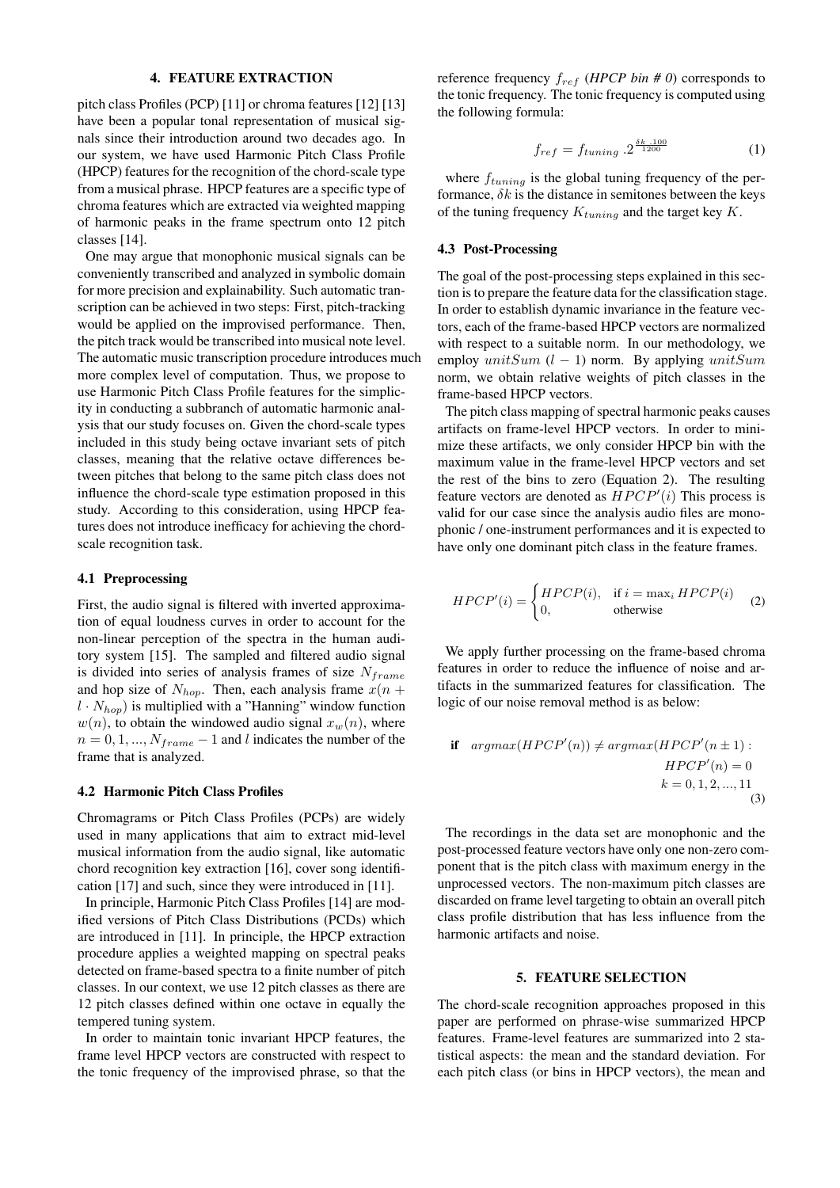## 4. FEATURE EXTRACTION

pitch class Profiles (PCP) [11] or chroma features [12] [13] have been a popular tonal representation of musical signals since their introduction around two decades ago. In our system, we have used Harmonic Pitch Class Profile (HPCP) features for the recognition of the chord-scale type from a musical phrase. HPCP features are a specific type of chroma features which are extracted via weighted mapping of harmonic peaks in the frame spectrum onto 12 pitch classes [14].

One may argue that monophonic musical signals can be conveniently transcribed and analyzed in symbolic domain for more precision and explainability. Such automatic transcription can be achieved in two steps: First, pitch-tracking would be applied on the improvised performance. Then, the pitch track would be transcribed into musical note level. The automatic music transcription procedure introduces much more complex level of computation. Thus, we propose to use Harmonic Pitch Class Profile features for the simplicity in conducting a subbranch of automatic harmonic analysis that our study focuses on. Given the chord-scale types included in this study being octave invariant sets of pitch classes, meaning that the relative octave differences between pitches that belong to the same pitch class does not influence the chord-scale type estimation proposed in this study. According to this consideration, using HPCP features does not introduce inefficacy for achieving the chord-scale recognition task.

### 4.1 Preprocessing

First, the audio signal is filtered with inverted approximation of equal loudness curves in order to account for the non-linear perception of the spectra in the human auditory system [15]. The sampled and filtered audio signal is divided into series of analysis frames of size $N_{frame}$ and hop size of $N_{hop}$. Then, each analysis frame $x(n + l \cdot N_{hop})$ is multiplied with a "Hanning" window function $w(n)$, to obtain the windowed audio signal $x_w(n)$, where $n = 0, 1, ..., N_{frame} - 1$ and $l$ indicates the number of the frame that is analyzed.

### 4.2 Harmonic Pitch Class Profiles

Chromagrams or Pitch Class Profiles (PCPs) are widely used in many applications that aim to extract mid-level musical information from the audio signal, like automatic chord recognition key extraction [16], cover song identification [17] and such, since they were introduced in [11].

In principle, Harmonic Pitch Class Profiles [14] are modified versions of Pitch Class Distributions (PCDs) which are introduced in [11]. In principle, the HPCP extraction procedure applies a weighted mapping on spectral peaks detected on frame-based spectra to a finite number of pitch classes. In our context, we use 12 pitch classes as there are 12 pitch classes defined within one octave in equally the tempered tuning system.

In order to maintain tonic invariant HPCP features, the frame level HPCP vectors are constructed with respect to the tonic frequency of the improvised phrase, so that the reference frequency $f_{ref}$ (*HPCP bin # 0*) corresponds to the tonic frequency. The tonic frequency is computed using the following formula:

$$f_{ref} = f_{tuning} \, .2^{\frac{\delta k \, .100}{1200}} \tag{1}$$

where $f_{tuning}$ is the global tuning frequency of the performance, $\delta k$ is the distance in semitones between the keys of the tuning frequency $K_{tuning}$ and the target key $K$.

### 4.3 Post-Processing

The goal of the post-processing steps explained in this section is to prepare the feature data for the classification stage. In order to establish dynamic invariance in the feature vectors, each of the frame-based HPCP vectors are normalized with respect to a suitable norm. In our methodology, we employ $unitSum$ ($l-1$) norm. By applying $unitSum$ norm, we obtain relative weights of pitch classes in the frame-based HPCP vectors.

The pitch class mapping of spectral harmonic peaks causes artifacts on frame-level HPCP vectors. In order to minimize these artifacts, we only consider HPCP bin with the maximum value in the frame-level HPCP vectors and set the rest of the bins to zero (Equation 2). The resulting feature vectors are denoted as $HPCP'(i)$ This process is valid for our case since the analysis audio files are monophonic / one-instrument performances and it is expected to have only one dominant pitch class in the feature frames.

$$HPCP'(i) = \begin{cases} HPCP(i), & \text{if } i = \max_i HPCP(i) \\ 0, & \text{otherwise} \end{cases} \tag{2}$$

We apply further processing on the frame-based chroma features in order to reduce the influence of noise and artifacts in the summarized features for classification. The logic of our noise removal method is as below:

$$\textbf{if} \quad argmax(HPCP'(n)) \neq argmax(HPCP'(n \pm 1)): \quad HPCP'(n) = 0 \quad k = 0, 1, 2, ..., 11 \tag{3}$$

The recordings in the data set are monophonic and the post-processed feature vectors have only one non-zero component that is the pitch class with maximum energy in the unprocessed vectors. The non-maximum pitch classes are discarded on frame level targeting to obtain an overall pitch class profile distribution that has less influence from the harmonic artifacts and noise.

## 5. FEATURE SELECTION

The chord-scale recognition approaches proposed in this paper are performed on phrase-wise summarized HPCP features. Frame-level features are summarized into 2 statistical aspects: the mean and the standard deviation. For each pitch class (or bins in HPCP vectors), the mean and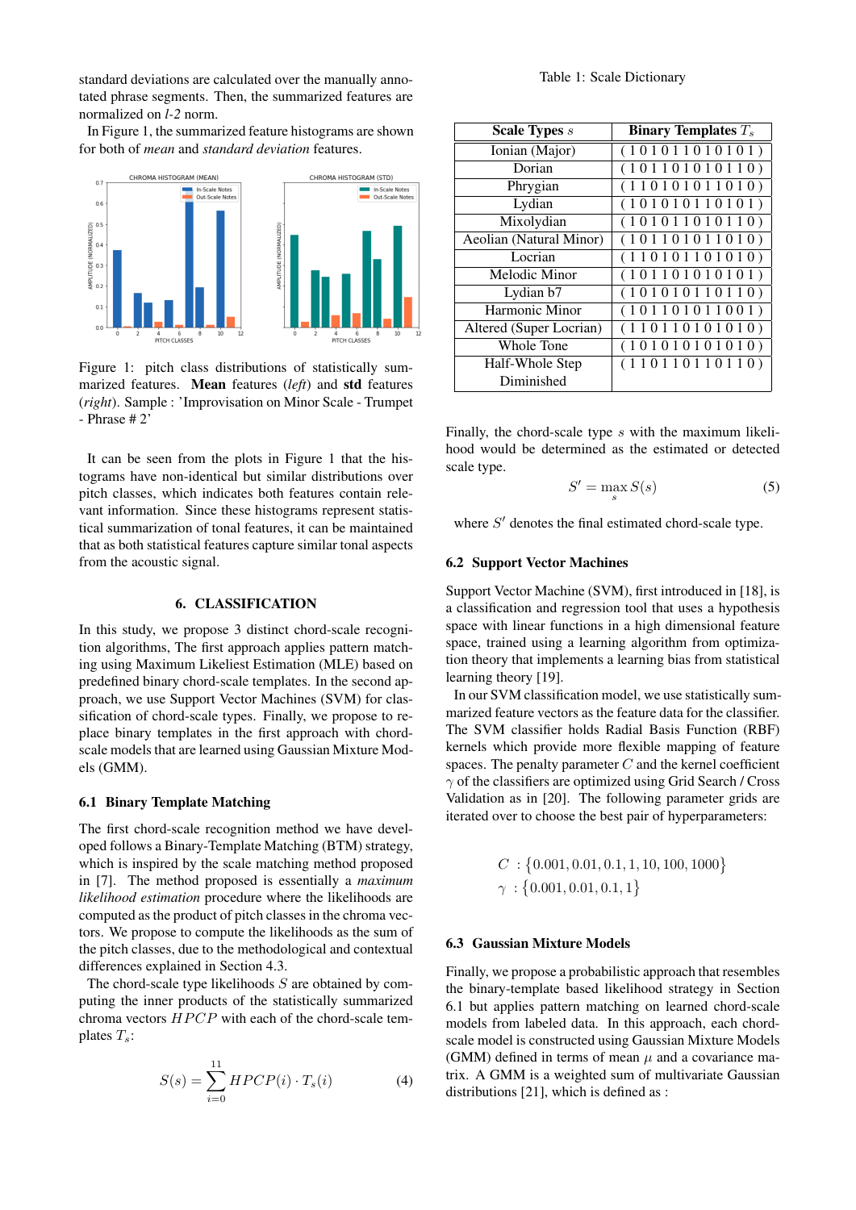standard deviations are calculated over the manually annotated phrase segments. Then, the summarized features are normalized on *l-2* norm.

In Figure 1, the summarized feature histograms are shown for both of *mean* and *standard deviation* features.

Figure 1: pitch class distributions of statistically summarized features. **Mean** features (*left*) and **std** features (*right*). Sample : 'Improvisation on Minor Scale - Trumpet - Phrase # 2'

It can be seen from the plots in Figure 1 that the histograms have non-identical but similar distributions over pitch classes, which indicates both features contain relevant information. Since these histograms represent statistical summarization of tonal features, it can be maintained that as both statistical features capture similar tonal aspects from the acoustic signal.

## 6. CLASSIFICATION

In this study, we propose 3 distinct chord-scale recognition algorithms, The first approach applies pattern matching using Maximum Likeliest Estimation (MLE) based on predefined binary chord-scale templates. In the second approach, we use Support Vector Machines (SVM) for classification of chord-scale types. Finally, we propose to replace binary templates in the first approach with chord-scale models that are learned using Gaussian Mixture Models (GMM).

### 6.1 Binary Template Matching

The first chord-scale recognition method we have developed follows a Binary-Template Matching (BTM) strategy, which is inspired by the scale matching method proposed in [7]. The method proposed is essentially a *maximum likelihood estimation* procedure where the likelihoods are computed as the product of pitch classes in the chroma vectors. We propose to compute the likelihoods as the sum of the pitch classes, due to the methodological and contextual differences explained in Section 4.3.

The chord-scale type likelihoods $S$ are obtained by computing the inner products of the statistically summarized chroma vectors $HPCP$ with each of the chord-scale templates $T_s$:

$$S(s) = \sum_{i=0}^{11} HPCP(i) \cdot T_s(i) \tag{4}$$

Table 1: Scale Dictionary

| Scale Types $s$ | Binary Templates $T_s$ |
|---|---|
| Ionian (Major) | ( 1 0 1 0 1 1 0 1 0 1 0 1 ) |
| Dorian | ( 1 0 1 1 0 1 0 1 0 1 1 0 ) |
| Phrygian | ( 1 1 0 1 0 1 0 1 1 0 1 0 ) |
| Lydian | ( 1 0 1 0 1 0 1 1 0 1 0 1 ) |
| Mixolydian | ( 1 0 1 0 1 1 0 1 0 1 1 0 ) |
| Aeolian (Natural Minor) | ( 1 0 1 1 0 1 0 1 1 0 1 0 ) |
| Locrian | ( 1 1 0 1 0 1 1 0 1 0 1 0 ) |
| Melodic Minor | ( 1 0 1 1 0 1 0 1 0 1 0 1 ) |
| Lydian b7 | ( 1 0 1 0 1 0 1 1 0 1 1 0 ) |
| Harmonic Minor | ( 1 0 1 1 0 1 0 1 1 0 0 1 ) |
| Altered (Super Locrian) | ( 1 1 0 1 1 0 1 0 1 0 1 0 ) |
| Whole Tone | ( 1 0 1 0 1 0 1 0 1 0 1 0 ) |
| Half-Whole Step Diminished | ( 1 1 0 1 1 0 1 1 0 1 1 0 ) |

Finally, the chord-scale type $s$ with the maximum likelihood would be determined as the estimated or detected scale type.

$$S' = \max_{s} S(s) \tag{5}$$

where $S'$ denotes the final estimated chord-scale type.

### 6.2 Support Vector Machines

Support Vector Machine (SVM), first introduced in [18], is a classification and regression tool that uses a hypothesis space with linear functions in a high dimensional feature space, trained using a learning algorithm from optimization theory that implements a learning bias from statistical learning theory [19].

In our SVM classification model, we use statistically summarized feature vectors as the feature data for the classifier. The SVM classifier holds Radial Basis Function (RBF) kernels which provide more flexible mapping of feature spaces. The penalty parameter $C$ and the kernel coefficient $\gamma$ of the classifiers are optimized using Grid Search / Cross Validation as in [20]. The following parameter grids are iterated over to choose the best pair of hyperparameters:

$$C \ : \{0.001, 0.01, 0.1, 1, 10, 100, 1000\}$$
$$\gamma \ : \{0.001, 0.01, 0.1, 1\}$$

### 6.3 Gaussian Mixture Models

Finally, we propose a probabilistic approach that resembles the binary-template based likelihood strategy in Section 6.1 but applies pattern matching on learned chord-scale models from labeled data. In this approach, each chord-scale model is constructed using Gaussian Mixture Models (GMM) defined in terms of mean $\mu$ and a covariance matrix. A GMM is a weighted sum of multivariate Gaussian distributions [21], which is defined as :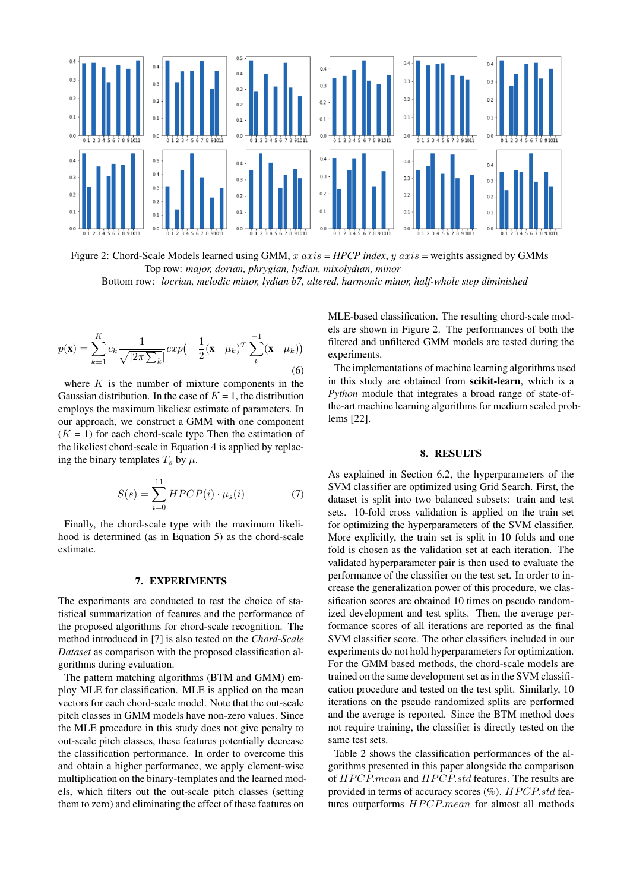Figure 2: Chord-Scale Models learned using GMM, $x$ $axis$ = *HPCP index*, $y$ $axis$ = weights assigned by GMMs
Top row: *major, dorian, phrygian, lydian, mixolydian, minor*
Bottom row: *locrian, melodic minor, lydian b7, altered, harmonic minor, half-whole step diminished*

$$p(\mathbf{x}) = \sum_{k=1}^{K} c_k \frac{1}{\sqrt{|2\pi \sum_k|}} exp\Big(-\frac{1}{2}(\mathbf{x}-\mu_k)^T \sum_k^{-1}(\mathbf{x}-\mu_k)\Big) \tag{6}$$

where $K$ is the number of mixture components in the Gaussian distribution. In the case of $K = 1$, the distribution employs the maximum likeliest estimate of parameters. In our approach, we construct a GMM with one component ($K = 1$) for each chord-scale type Then the estimation of the likeliest chord-scale in Equation 4 is applied by replacing the binary templates $T_s$ by $\mu$.

$$S(s) = \sum_{i=0}^{11} HPCP(i) \cdot \mu_s(i) \tag{7}$$

Finally, the chord-scale type with the maximum likelihood is determined (as in Equation 5) as the chord-scale estimate.

## 7. EXPERIMENTS

The experiments are conducted to test the choice of statistical summarization of features and the performance of the proposed algorithms for chord-scale recognition. The method introduced in [7] is also tested on the *Chord-Scale Dataset* as comparison with the proposed classification algorithms during evaluation.

The pattern matching algorithms (BTM and GMM) employ MLE for classification. MLE is applied on the mean vectors for each chord-scale model. Note that the out-scale pitch classes in GMM models have non-zero values. Since the MLE procedure in this study does not give penalty to out-scale pitch classes, these features potentially decrease the classification performance. In order to overcome this and obtain a higher performance, we apply element-wise multiplication on the binary-templates and the learned models, which filters out the out-scale pitch classes (setting them to zero) and eliminating the effect of these features on MLE-based classification. The resulting chord-scale models are shown in Figure 2. The performances of both the filtered and unfiltered GMM models are tested during the experiments.

The implementations of machine learning algorithms used in this study are obtained from **scikit-learn**, which is a *Python* module that integrates a broad range of state-of-the-art machine learning algorithms for medium scaled problems [22].

## 8. RESULTS

As explained in Section 6.2, the hyperparameters of the SVM classifier are optimized using Grid Search. First, the dataset is split into two balanced subsets: train and test sets. 10-fold cross validation is applied on the train set for optimizing the hyperparameters of the SVM classifier. More explicitly, the train set is split in 10 folds and one fold is chosen as the validation set at each iteration. The validated hyperparameter pair is then used to evaluate the performance of the classifier on the test set. In order to increase the generalization power of this procedure, we classification scores are obtained 10 times on pseudo randomized development and test splits. Then, the average performance scores of all iterations are reported as the final SVM classifier score. The other classifiers included in our experiments do not hold hyperparameters for optimization. For the GMM based methods, the chord-scale models are trained on the same development set as in the SVM classification procedure and tested on the test split. Similarly, 10 iterations on the pseudo randomized splits are performed and the average is reported. Since the BTM method does not require training, the classifier is directly tested on the same test sets.

Table 2 shows the classification performances of the algorithms presented in this paper alongside the comparison of $HPCP.mean$ and $HPCP.std$ features. The results are provided in terms of accuracy scores (%). $HPCP.std$ features outperforms $HPCP.mean$ for almost all methods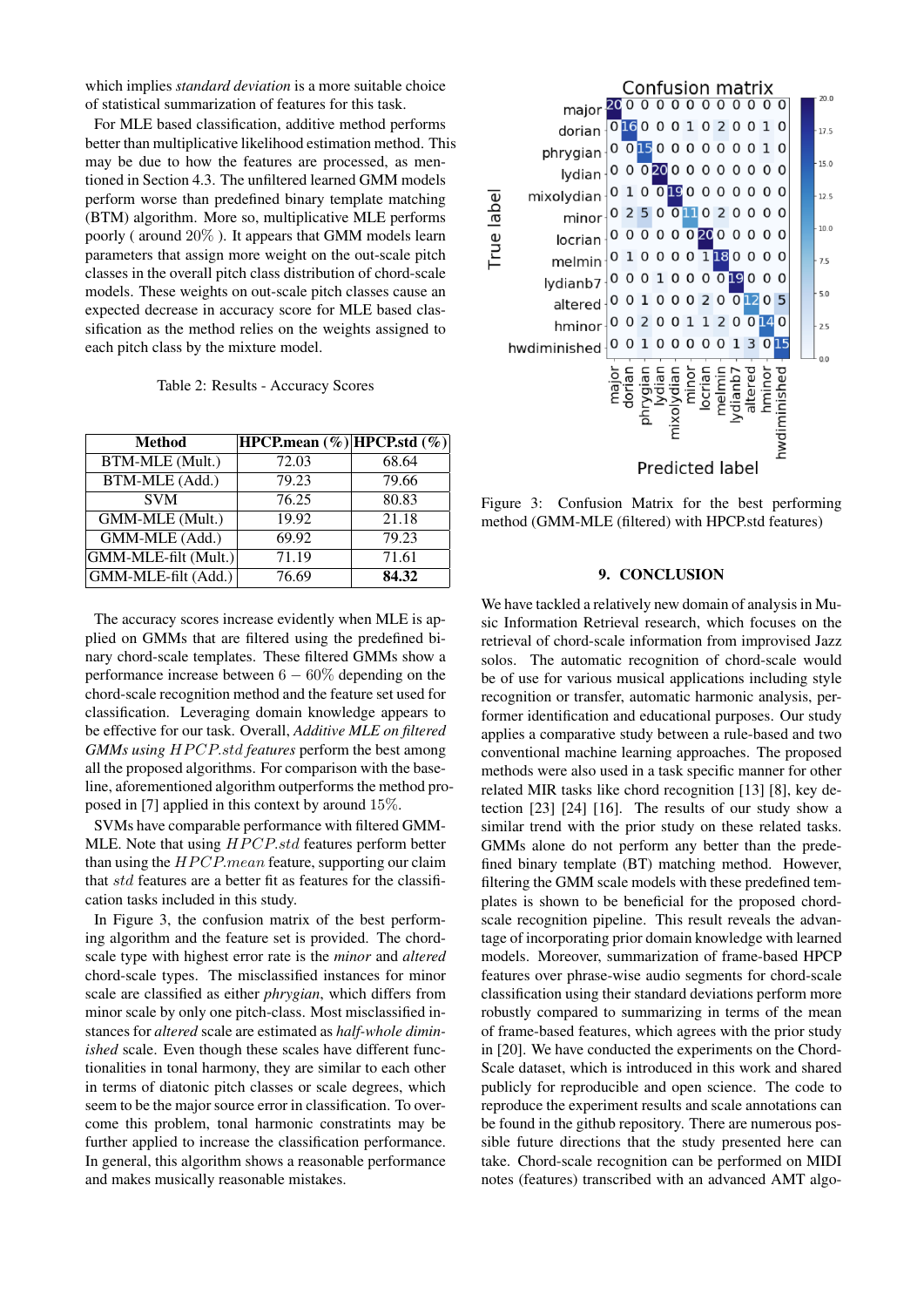which implies *standard deviation* is a more suitable choice of statistical summarization of features for this task.

For MLE based classification, additive method performs better than multiplicative likelihood estimation method. This may be due to how the features are processed, as mentioned in Section 4.3. The unfiltered learned GMM models perform worse than predefined binary template matching (BTM) algorithm. More so, multiplicative MLE performs poorly ( around $20\%$ ). It appears that GMM models learn parameters that assign more weight on the out-scale pitch classes in the overall pitch class distribution of chord-scale models. These weights on out-scale pitch classes cause an expected decrease in accuracy score for MLE based classification as the method relies on the weights assigned to each pitch class by the mixture model.

Table 2: Results - Accuracy Scores

| Method | HPCP.mean (%) | HPCP.std (%) |
|---|---|---|
| BTM-MLE (Mult.) | 72.03 | 68.64 |
| BTM-MLE (Add.) | 79.23 | 79.66 |
| SVM | 76.25 | 80.83 |
| GMM-MLE (Mult.) | 19.92 | 21.18 |
| GMM-MLE (Add.) | 69.92 | 79.23 |
| GMM-MLE-filt (Mult.) | 71.19 | 71.61 |
| GMM-MLE-filt (Add.) | 76.69 | **84.32** |

The accuracy scores increase evidently when MLE is applied on GMMs that are filtered using the predefined binary chord-scale templates. These filtered GMMs show a performance increase between $6 - 60\%$ depending on the chord-scale recognition method and the feature set used for classification. Leveraging domain knowledge appears to be effective for our task. Overall, *Additive MLE on filtered GMMs using $HPCP.std$ features* perform the best among all the proposed algorithms. For comparison with the baseline, aforementioned algorithm outperforms the method proposed in [7] applied in this context by around $15\%$.

SVMs have comparable performance with filtered GMM-MLE. Note that using $HPCP.std$ features perform better than using the $HPCP.mean$ feature, supporting our claim that $std$ features are a better fit as features for the classification tasks included in this study.

In Figure 3, the confusion matrix of the best performing algorithm and the feature set is provided. The chord-scale type with highest error rate is the *minor* and *altered* chord-scale types. The misclassified instances for minor scale are classified as either *phrygian*, which differs from minor scale by only one pitch-class. Most misclassified instances for *altered* scale are estimated as *half-whole diminished* scale. Even though these scales have different functionalities in tonal harmony, they are similar to each other in terms of diatonic pitch classes or scale degrees, which seem to be the major source error in classification. To overcome this problem, tonal harmonic constraints may be further applied to increase the classification performance. In general, this algorithm shows a reasonable performance and makes musically reasonable mistakes.

| True label \ Predicted label | major | dorian | phrygian | lydian | mixolydian | minor | locrian | melmin | lydianb7 | altered | hminor | hwdiminished |
|---|---|---|---|---|---|---|---|---|---|---|---|---|
| major | 20 | 0 | 0 | 0 | 0 | 0 | 0 | 0 | 0 | 0 | 0 | 0 |
| dorian | 0 | 16 | 0 | 0 | 0 | 1 | 0 | 2 | 0 | 0 | 1 | 0 |
| phrygian | 0 | 0 | 15 | 0 | 0 | 0 | 0 | 0 | 0 | 0 | 1 | 0 |
| lydian | 0 | 0 | 0 | 20 | 0 | 0 | 0 | 0 | 0 | 0 | 0 | 0 |
| mixolydian | 0 | 1 | 0 | 0 | 19 | 0 | 0 | 0 | 0 | 0 | 0 | 0 |
| minor | 0 | 2 | 5 | 0 | 0 | 11 | 0 | 2 | 0 | 0 | 0 | 0 |
| locrian | 0 | 0 | 0 | 0 | 0 | 0 | 20 | 0 | 0 | 0 | 0 | 0 |
| melmin | 0 | 1 | 0 | 0 | 0 | 0 | 1 | 18 | 0 | 0 | 0 | 0 |
| lydianb7 | 0 | 0 | 0 | 1 | 0 | 0 | 0 | 0 | 19 | 0 | 0 | 0 |
| altered | 0 | 0 | 1 | 0 | 0 | 0 | 2 | 0 | 0 | 12 | 0 | 5 |
| hminor | 0 | 0 | 2 | 0 | 0 | 1 | 1 | 2 | 0 | 0 | 14 | 0 |
| hwdiminished | 0 | 0 | 1 | 0 | 0 | 0 | 0 | 0 | 1 | 3 | 0 | 15 |

Figure 3: Confusion Matrix for the best performing method (GMM-MLE (filtered) with HPCP.std features)

## 9. CONCLUSION

We have tackled a relatively new domain of analysis in Music Information Retrieval research, which focuses on the retrieval of chord-scale information from improvised Jazz solos. The automatic recognition of chord-scale would be of use for various musical applications including style recognition or transfer, automatic harmonic analysis, performer identification and educational purposes. Our study applies a comparative study between a rule-based and two conventional machine learning approaches. The proposed methods were also used in a task specific manner for other related MIR tasks like chord recognition [13] [8], key detection [23] [24] [16]. The results of our study show a similar trend with the prior study on these related tasks. GMMs alone do not perform any better than the predefined binary template (BT) matching method. However, filtering the GMM scale models with these predefined templates is shown to be beneficial for the proposed chord-scale recognition pipeline. This result reveals the advantage of incorporating prior domain knowledge with learned models. Moreover, summarization of frame-based HPCP features over phrase-wise audio segments for chord-scale classification using their standard deviations perform more robustly compared to summarizing in terms of the mean of frame-based features, which agrees with the prior study in [20]. We have conducted the experiments on the Chord-Scale dataset, which is introduced in this work and shared publicly for reproducible and open science. The code to reproduce the experiment results and scale annotations can be found in the github repository. There are numerous possible future directions that the study presented here can take. Chord-scale recognition can be performed on MIDI notes (features) transcribed with an advanced AMT algo-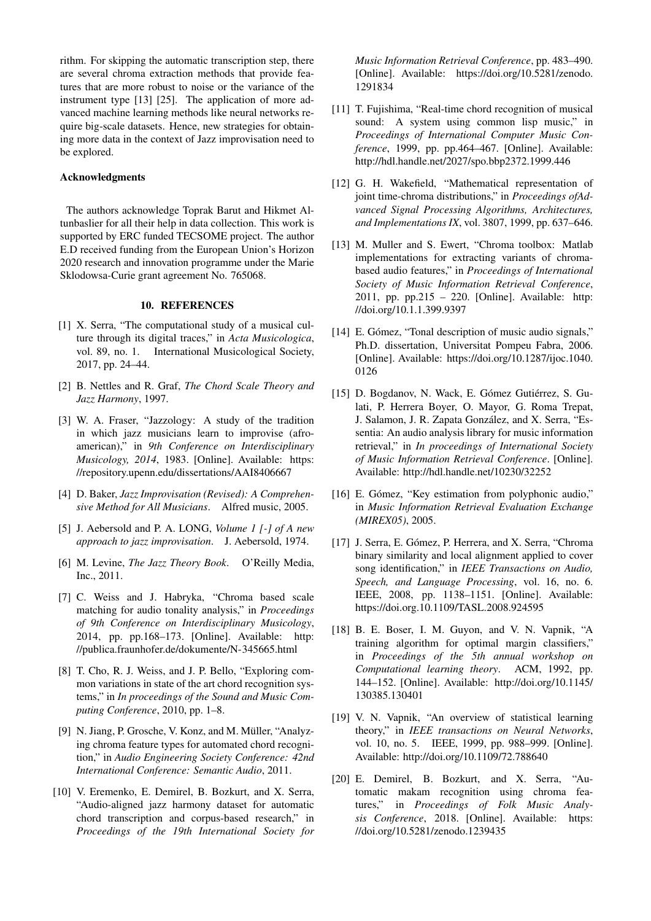rithm. For skipping the automatic transcription step, there are several chroma extraction methods that provide features that are more robust to noise or the variance of the instrument type [13] [25]. The application of more advanced machine learning methods like neural networks require big-scale datasets. Hence, new strategies for obtaining more data in the context of Jazz improvisation need to be explored.

**Acknowledgments**

The authors acknowledge Toprak Barut and Hikmet Altunbaslier for all their help in data collection. This work is supported by ERC funded TECSOME project. The author E.D received funding from the European Union's Horizon 2020 research and innovation programme under the Marie Sklodowsa-Curie grant agreement No. 765068.

## 10. REFERENCES

[1] X. Serra, "The computational study of a musical culture through its digital traces," in *Acta Musicologica*, vol. 89, no. 1. International Musicological Society, 2017, pp. 24–44.

[2] B. Nettles and R. Graf, *The Chord Scale Theory and Jazz Harmony*, 1997.

[3] W. A. Fraser, "Jazzology: A study of the tradition in which jazz musicians learn to improvise (afroamerican)," in *9th Conference on Interdisciplinary Musicology, 2014*, 1983. [Online]. Available: https://repository.upenn.edu/dissertations/AAI8406667

[4] D. Baker, *Jazz Improvisation (Revised): A Comprehensive Method for All Musicians*. Alfred music, 2005.

[5] J. Aebersold and P. A. LONG, *Volume 1 [-] of A new approach to jazz improvisation*. J. Aebersold, 1974.

[6] M. Levine, *The Jazz Theory Book*. O'Reilly Media, Inc., 2011.

[7] C. Weiss and J. Habryka, "Chroma based scale matching for audio tonality analysis," in *Proceedings of 9th Conference on Interdisciplinary Musicology*, 2014, pp. pp.168–173. [Online]. Available: http://publica.fraunhofer.de/dokumente/N-345665.html

[8] T. Cho, R. J. Weiss, and J. P. Bello, "Exploring common variations in state of the art chord recognition systems," in *In proceedings of the Sound and Music Computing Conference*, 2010, pp. 1–8.

[9] N. Jiang, P. Grosche, V. Konz, and M. Müller, "Analyzing chroma feature types for automated chord recognition," in *Audio Engineering Society Conference: 42nd International Conference: Semantic Audio*, 2011.

[10] V. Eremenko, E. Demirel, B. Bozkurt, and X. Serra, "Audio-aligned jazz harmony dataset for automatic chord transcription and corpus-based research," in *Proceedings of the 19th International Society for Music Information Retrieval Conference*, pp. 483–490. [Online]. Available: https://doi.org/10.5281/zenodo.1291834

[11] T. Fujishima, "Real-time chord recognition of musical sound: A system using common lisp music," in *Proceedings of International Computer Music Conference*, 1999, pp. pp.464–467. [Online]. Available: http://hdl.handle.net/2027/spo.bbp2372.1999.446

[12] G. H. Wakefield, "Mathematical representation of joint time-chroma distributions," in *Proceedings ofAdvanced Signal Processing Algorithms, Architectures, and Implementations IX*, vol. 3807, 1999, pp. 637–646.

[13] M. Muller and S. Ewert, "Chroma toolbox: Matlab implementations for extracting variants of chroma-based audio features," in *Proceedings of International Society of Music Information Retrieval Conference*, 2011, pp. pp.215 – 220. [Online]. Available: http://doi.org/10.1.1.399.9397

[14] E. Gómez, "Tonal description of music audio signals," Ph.D. dissertation, Universitat Pompeu Fabra, 2006. [Online]. Available: https://doi.org/10.1287/ijoc.1040.0126

[15] D. Bogdanov, N. Wack, E. Gómez Gutiérrez, S. Gulati, P. Herrera Boyer, O. Mayor, G. Roma Trepat, J. Salamon, J. R. Zapata González, and X. Serra, "Essentia: An audio analysis library for music information retrieval," in *In proceedings of International Society of Music Information Retrieval Conference*. [Online]. Available: http://hdl.handle.net/10230/32252

[16] E. Gómez, "Key estimation from polyphonic audio," in *Music Information Retrieval Evaluation Exchange (MIREX05)*, 2005.

[17] J. Serra, E. Gómez, P. Herrera, and X. Serra, "Chroma binary similarity and local alignment applied to cover song identification," in *IEEE Transactions on Audio, Speech, and Language Processing*, vol. 16, no. 6. IEEE, 2008, pp. 1138–1151. [Online]. Available: https://doi.org.10.1109/TASL.2008.924595

[18] B. E. Boser, I. M. Guyon, and V. N. Vapnik, "A training algorithm for optimal margin classifiers," in *Proceedings of the 5th annual workshop on Computational learning theory*. ACM, 1992, pp. 144–152. [Online]. Available: http://doi.org/10.1145/130385.130401

[19] V. N. Vapnik, "An overview of statistical learning theory," in *IEEE transactions on Neural Networks*, vol. 10, no. 5. IEEE, 1999, pp. 988–999. [Online]. Available: http://doi.org/10.1109/72.788640

[20] E. Demirel, B. Bozkurt, and X. Serra, "Automatic makam recognition using chroma features," in *Proceedings of Folk Music Analysis Conference*, 2018. [Online]. Available: https://doi.org/10.5281/zenodo.1239435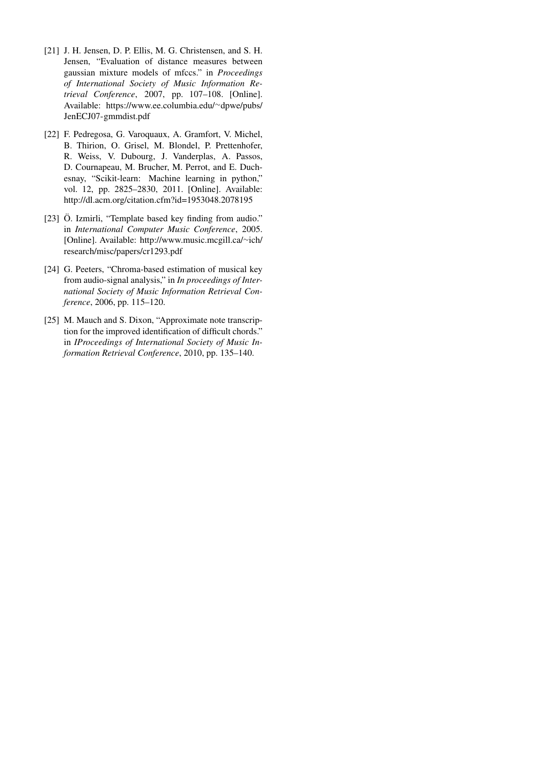[21] J. H. Jensen, D. P. Ellis, M. G. Christensen, and S. H. Jensen, "Evaluation of distance measures between gaussian mixture models of mfccs." in *Proceedings of International Society of Music Information Retrieval Conference*, 2007, pp. 107–108. [Online]. Available: https://www.ee.columbia.edu/~dpwe/pubs/JenECJ07-gmmdist.pdf

[22] F. Pedregosa, G. Varoquaux, A. Gramfort, V. Michel, B. Thirion, O. Grisel, M. Blondel, P. Prettenhofer, R. Weiss, V. Dubourg, J. Vanderplas, A. Passos, D. Cournapeau, M. Brucher, M. Perrot, and E. Duchesnay, "Scikit-learn: Machine learning in python," vol. 12, pp. 2825–2830, 2011. [Online]. Available: http://dl.acm.org/citation.cfm?id=1953048.2078195

[23] Ö. Izmirli, "Template based key finding from audio." in *International Computer Music Conference*, 2005. [Online]. Available: http://www.music.mcgill.ca/~ich/research/misc/papers/cr1293.pdf

[24] G. Peeters, "Chroma-based estimation of musical key from audio-signal analysis," in *In proceedings of International Society of Music Information Retrieval Conference*, 2006, pp. 115–120.

[25] M. Mauch and S. Dixon, "Approximate note transcription for the improved identification of difficult chords." in *IProceedings of International Society of Music Information Retrieval Conference*, 2010, pp. 135–140.